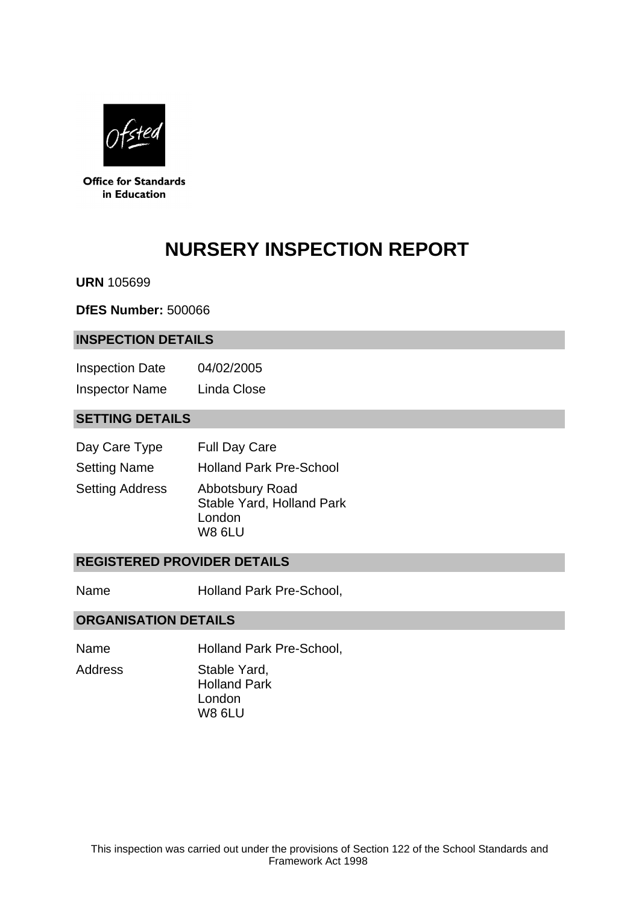Office for Standards in Education

# NURSERY INSPECTION REPORT

**URN** 105699

**DfES Number:** 500066

## INSPECTION DETAILS

| | |
|---|---|
| Inspection Date | 04/02/2005 |
| Inspector Name | Linda Close |

## SETTING DETAILS

| | |
|---|---|
| Day Care Type | Full Day Care |
| Setting Name | Holland Park Pre-School |
| Setting Address | Abbotsbury Road<br>Stable Yard, Holland Park<br>London<br>W8 6LU |

## REGISTERED PROVIDER DETAILS

| | |
|---|---|
| Name | Holland Park Pre-School, |

## ORGANISATION DETAILS

| | |
|---|---|
| Name | Holland Park Pre-School, |
| Address | Stable Yard,<br>Holland Park<br>London<br>W8 6LU |

This inspection was carried out under the provisions of Section 122 of the School Standards and Framework Act 1998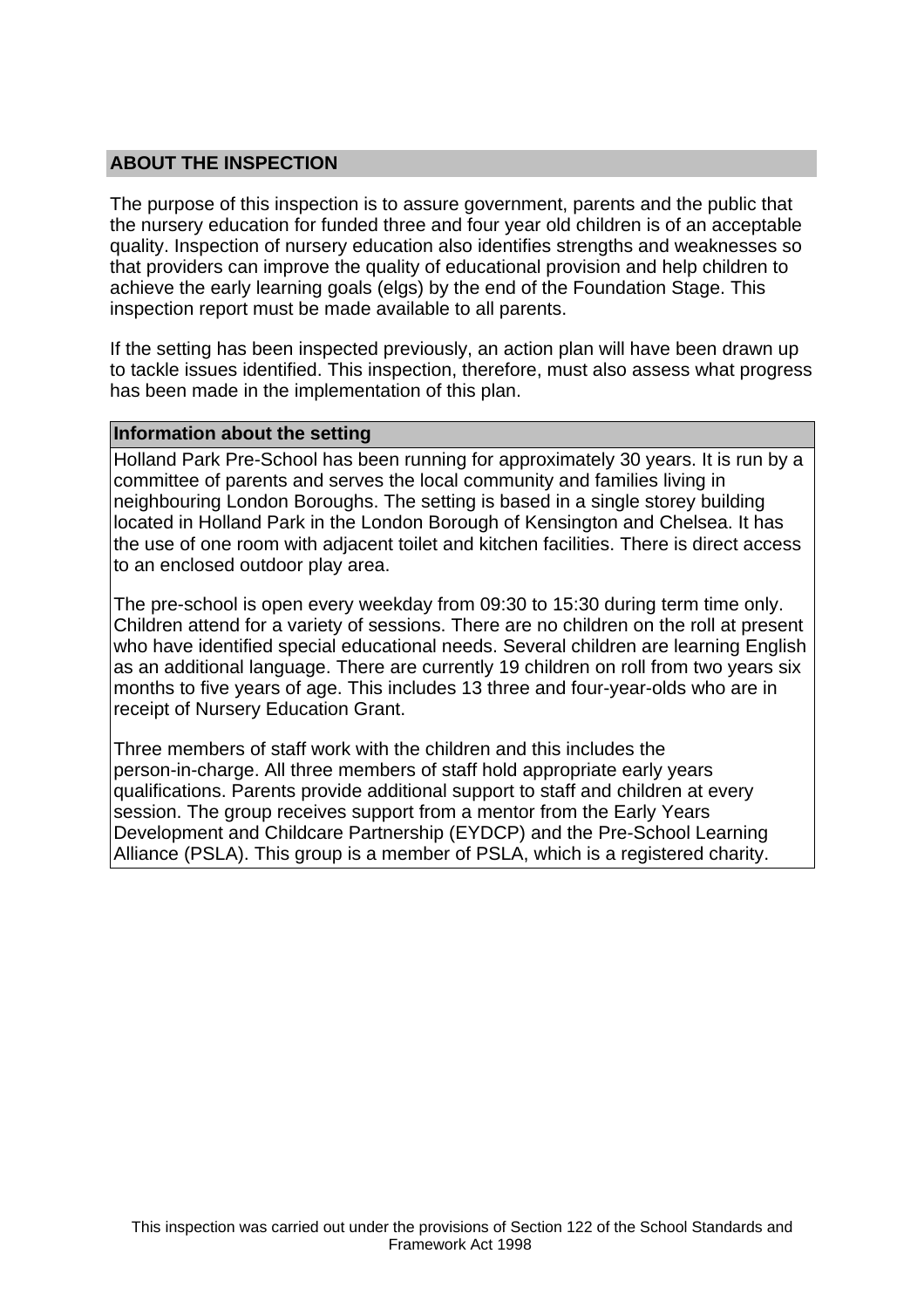## ABOUT THE INSPECTION

The purpose of this inspection is to assure government, parents and the public that the nursery education for funded three and four year old children is of an acceptable quality. Inspection of nursery education also identifies strengths and weaknesses so that providers can improve the quality of educational provision and help children to achieve the early learning goals (elgs) by the end of the Foundation Stage. This inspection report must be made available to all parents.

If the setting has been inspected previously, an action plan will have been drawn up to tackle issues identified. This inspection, therefore, must also assess what progress has been made in the implementation of this plan.

### Information about the setting

Holland Park Pre-School has been running for approximately 30 years. It is run by a committee of parents and serves the local community and families living in neighbouring London Boroughs. The setting is based in a single storey building located in Holland Park in the London Borough of Kensington and Chelsea. It has the use of one room with adjacent toilet and kitchen facilities. There is direct access to an enclosed outdoor play area.

The pre-school is open every weekday from 09:30 to 15:30 during term time only. Children attend for a variety of sessions. There are no children on the roll at present who have identified special educational needs. Several children are learning English as an additional language. There are currently 19 children on roll from two years six months to five years of age. This includes 13 three and four-year-olds who are in receipt of Nursery Education Grant.

Three members of staff work with the children and this includes the person-in-charge. All three members of staff hold appropriate early years qualifications. Parents provide additional support to staff and children at every session. The group receives support from a mentor from the Early Years Development and Childcare Partnership (EYDCP) and the Pre-School Learning Alliance (PSLA). This group is a member of PSLA, which is a registered charity.

This inspection was carried out under the provisions of Section 122 of the School Standards and Framework Act 1998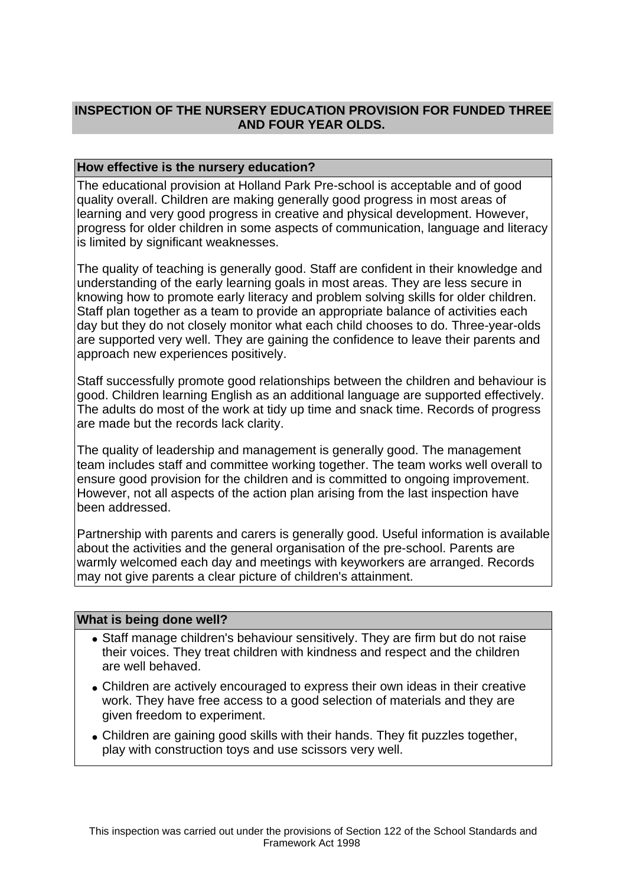## INSPECTION OF THE NURSERY EDUCATION PROVISION FOR FUNDED THREE AND FOUR YEAR OLDS.

### How effective is the nursery education?

The educational provision at Holland Park Pre-school is acceptable and of good quality overall. Children are making generally good progress in most areas of learning and very good progress in creative and physical development. However, progress for older children in some aspects of communication, language and literacy is limited by significant weaknesses.

The quality of teaching is generally good. Staff are confident in their knowledge and understanding of the early learning goals in most areas. They are less secure in knowing how to promote early literacy and problem solving skills for older children. Staff plan together as a team to provide an appropriate balance of activities each day but they do not closely monitor what each child chooses to do. Three-year-olds are supported very well. They are gaining the confidence to leave their parents and approach new experiences positively.

Staff successfully promote good relationships between the children and behaviour is good. Children learning English as an additional language are supported effectively. The adults do most of the work at tidy up time and snack time. Records of progress are made but the records lack clarity.

The quality of leadership and management is generally good. The management team includes staff and committee working together. The team works well overall to ensure good provision for the children and is committed to ongoing improvement. However, not all aspects of the action plan arising from the last inspection have been addressed.

Partnership with parents and carers is generally good. Useful information is available about the activities and the general organisation of the pre-school. Parents are warmly welcomed each day and meetings with keyworkers are arranged. Records may not give parents a clear picture of children's attainment.

### What is being done well?

- Staff manage children's behaviour sensitively. They are firm but do not raise their voices. They treat children with kindness and respect and the children are well behaved.
- Children are actively encouraged to express their own ideas in their creative work. They have free access to a good selection of materials and they are given freedom to experiment.
- Children are gaining good skills with their hands. They fit puzzles together, play with construction toys and use scissors very well.

This inspection was carried out under the provisions of Section 122 of the School Standards and Framework Act 1998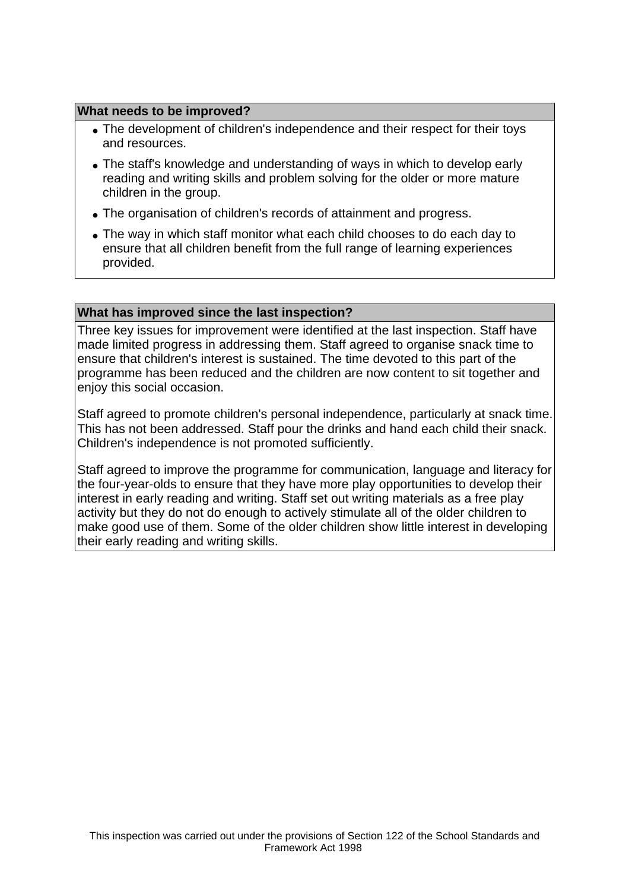## What needs to be improved?

- The development of children's independence and their respect for their toys and resources.
- The staff's knowledge and understanding of ways in which to develop early reading and writing skills and problem solving for the older or more mature children in the group.
- The organisation of children's records of attainment and progress.
- The way in which staff monitor what each child chooses to do each day to ensure that all children benefit from the full range of learning experiences provided.

## What has improved since the last inspection?

Three key issues for improvement were identified at the last inspection. Staff have made limited progress in addressing them. Staff agreed to organise snack time to ensure that children's interest is sustained. The time devoted to this part of the programme has been reduced and the children are now content to sit together and enjoy this social occasion.

Staff agreed to promote children's personal independence, particularly at snack time. This has not been addressed. Staff pour the drinks and hand each child their snack. Children's independence is not promoted sufficiently.

Staff agreed to improve the programme for communication, language and literacy for the four-year-olds to ensure that they have more play opportunities to develop their interest in early reading and writing. Staff set out writing materials as a free play activity but they do not do enough to actively stimulate all of the older children to make good use of them. Some of the older children show little interest in developing their early reading and writing skills.

This inspection was carried out under the provisions of Section 122 of the School Standards and Framework Act 1998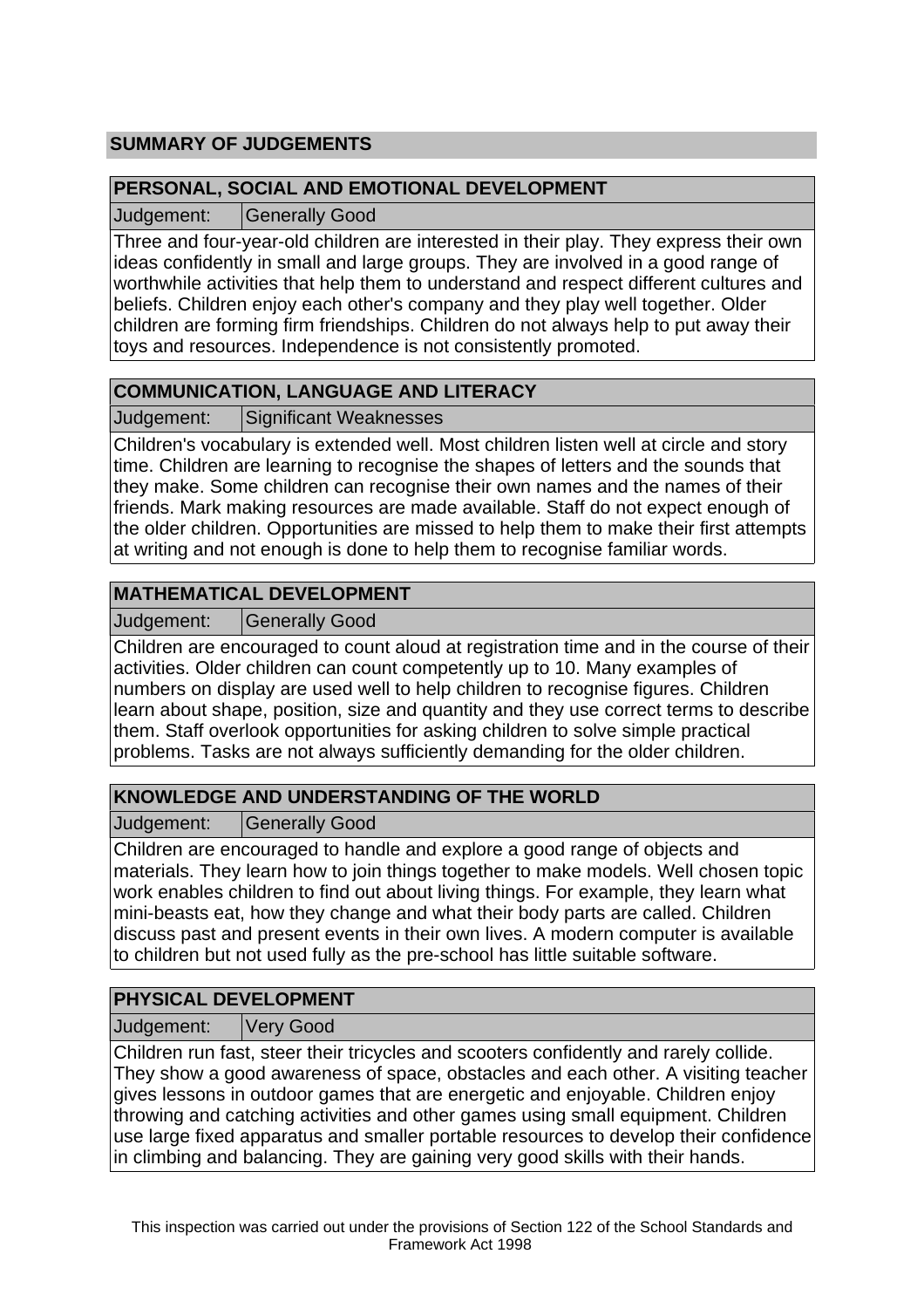## SUMMARY OF JUDGEMENTS

### PERSONAL, SOCIAL AND EMOTIONAL DEVELOPMENT

| Judgement: | Generally Good |
|---|---|

Three and four-year-old children are interested in their play. They express their own ideas confidently in small and large groups. They are involved in a good range of worthwhile activities that help them to understand and respect different cultures and beliefs. Children enjoy each other's company and they play well together. Older children are forming firm friendships. Children do not always help to put away their toys and resources. Independence is not consistently promoted.

### COMMUNICATION, LANGUAGE AND LITERACY

| Judgement: | Significant Weaknesses |
|---|---|

Children's vocabulary is extended well. Most children listen well at circle and story time. Children are learning to recognise the shapes of letters and the sounds that they make. Some children can recognise their own names and the names of their friends. Mark making resources are made available. Staff do not expect enough of the older children. Opportunities are missed to help them to make their first attempts at writing and not enough is done to help them to recognise familiar words.

### MATHEMATICAL DEVELOPMENT

| Judgement: | Generally Good |
|---|---|

Children are encouraged to count aloud at registration time and in the course of their activities. Older children can count competently up to 10. Many examples of numbers on display are used well to help children to recognise figures. Children learn about shape, position, size and quantity and they use correct terms to describe them. Staff overlook opportunities for asking children to solve simple practical problems. Tasks are not always sufficiently demanding for the older children.

### KNOWLEDGE AND UNDERSTANDING OF THE WORLD

| Judgement: | Generally Good |
|---|---|

Children are encouraged to handle and explore a good range of objects and materials. They learn how to join things together to make models. Well chosen topic work enables children to find out about living things. For example, they learn what mini-beasts eat, how they change and what their body parts are called. Children discuss past and present events in their own lives. A modern computer is available to children but not used fully as the pre-school has little suitable software.

### PHYSICAL DEVELOPMENT

| Judgement: | Very Good |
|---|---|

Children run fast, steer their tricycles and scooters confidently and rarely collide. They show a good awareness of space, obstacles and each other. A visiting teacher gives lessons in outdoor games that are energetic and enjoyable. Children enjoy throwing and catching activities and other games using small equipment. Children use large fixed apparatus and smaller portable resources to develop their confidence in climbing and balancing. They are gaining very good skills with their hands.

This inspection was carried out under the provisions of Section 122 of the School Standards and Framework Act 1998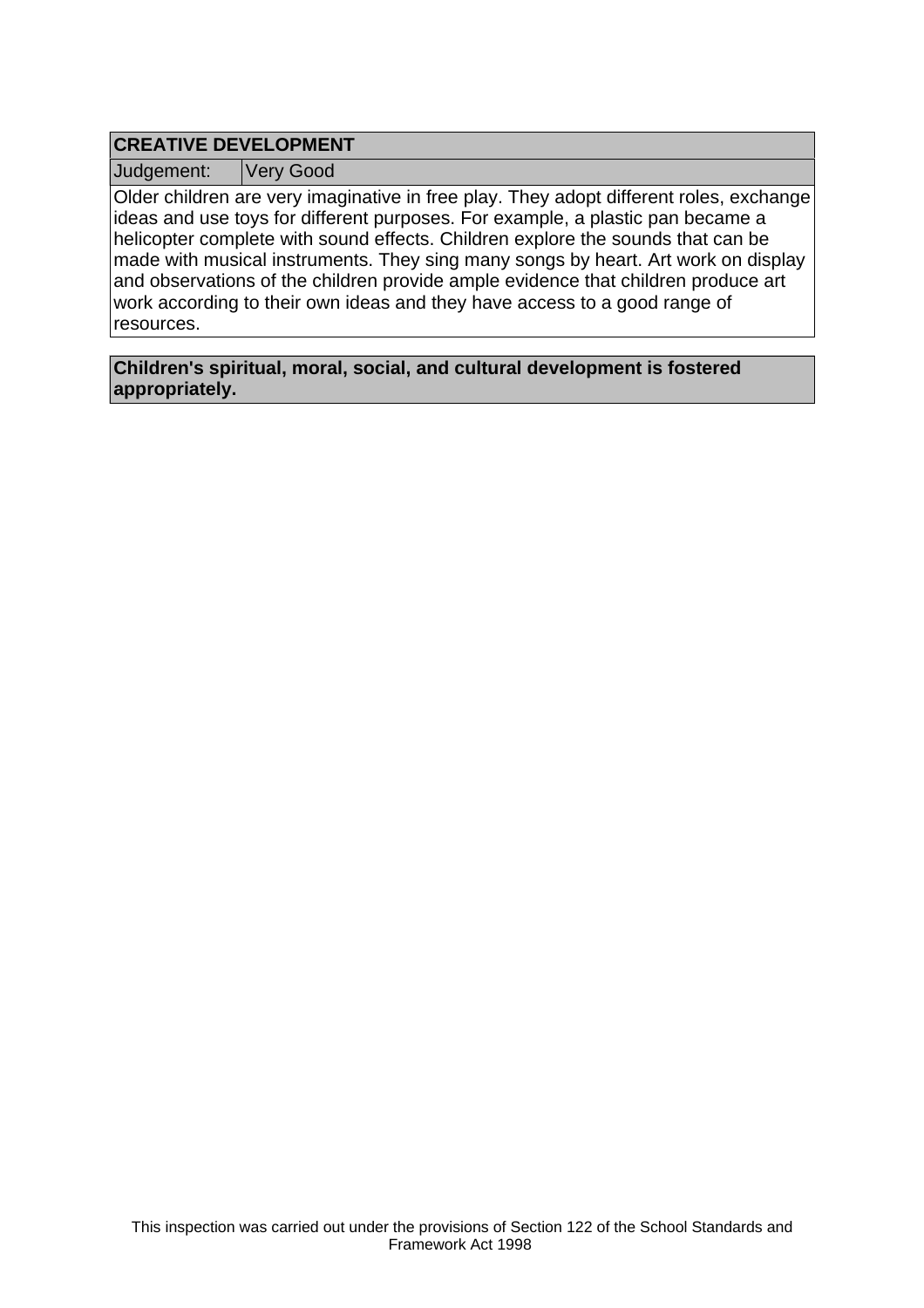| CREATIVE DEVELOPMENT | |
| --- | --- |
| Judgement: | Very Good |

Older children are very imaginative in free play. They adopt different roles, exchange ideas and use toys for different purposes. For example, a plastic pan became a helicopter complete with sound effects. Children explore the sounds that can be made with musical instruments. They sing many songs by heart. Art work on display and observations of the children provide ample evidence that children produce art work according to their own ideas and they have access to a good range of resources.

**Children's spiritual, moral, social, and cultural development is fostered appropriately.**

This inspection was carried out under the provisions of Section 122 of the School Standards and Framework Act 1998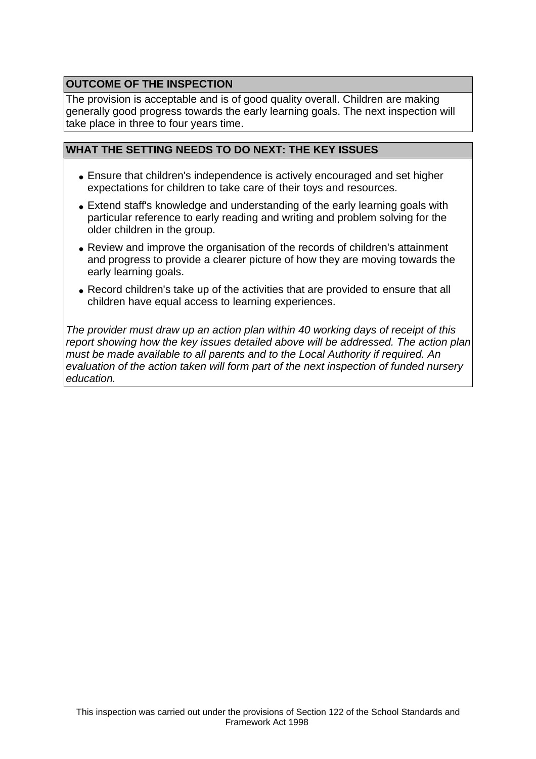## OUTCOME OF THE INSPECTION

The provision is acceptable and is of good quality overall. Children are making generally good progress towards the early learning goals. The next inspection will take place in three to four years time.

## WHAT THE SETTING NEEDS TO DO NEXT: THE KEY ISSUES

- Ensure that children's independence is actively encouraged and set higher expectations for children to take care of their toys and resources.
- Extend staff's knowledge and understanding of the early learning goals with particular reference to early reading and writing and problem solving for the older children in the group.
- Review and improve the organisation of the records of children's attainment and progress to provide a clearer picture of how they are moving towards the early learning goals.
- Record children's take up of the activities that are provided to ensure that all children have equal access to learning experiences.

*The provider must draw up an action plan within 40 working days of receipt of this report showing how the key issues detailed above will be addressed. The action plan must be made available to all parents and to the Local Authority if required. An evaluation of the action taken will form part of the next inspection of funded nursery education.*

This inspection was carried out under the provisions of Section 122 of the School Standards and Framework Act 1998